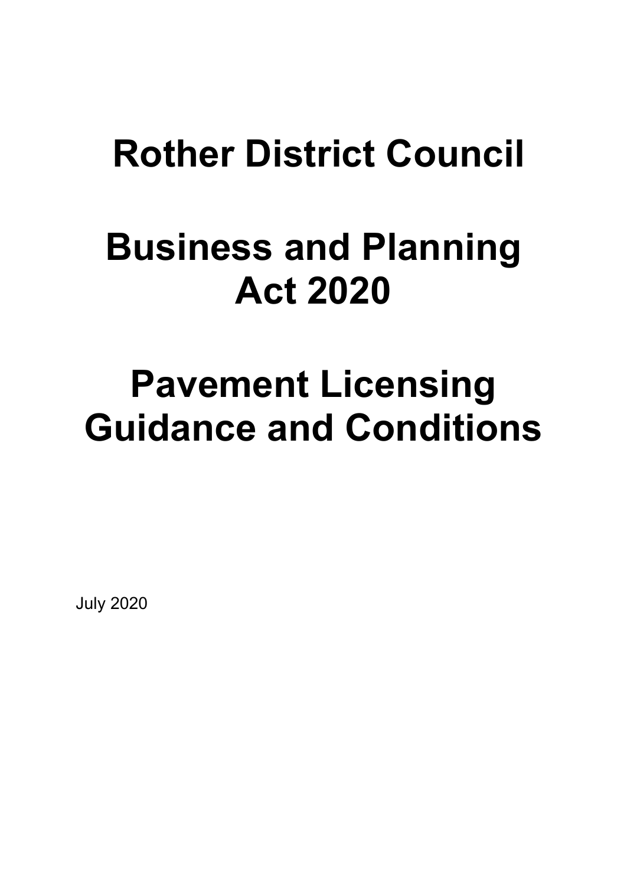# Rother District Council

# Business and Planning Act 2020

# Pavement Licensing Guidance and Conditions

July 2020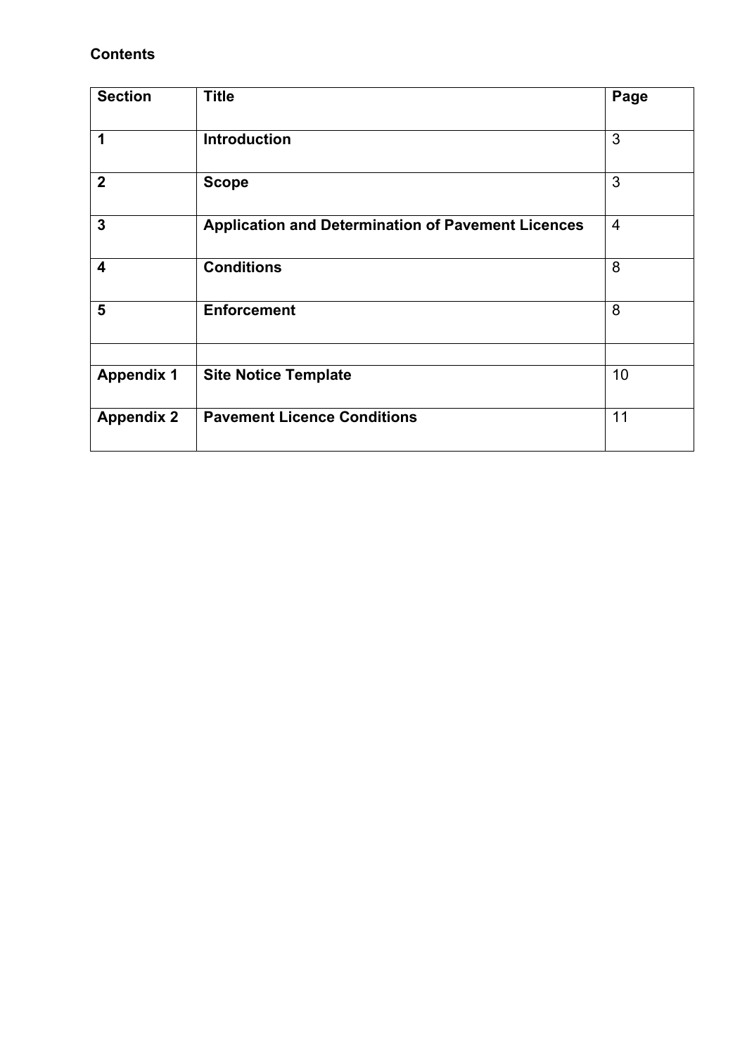**Contents**

| Section | Title | Page |
|---|---|---|
| **1** | **Introduction** | 3 |
| **2** | **Scope** | 3 |
| **3** | **Application and Determination of Pavement Licences** | 4 |
| **4** | **Conditions** | 8 |
| **5** | **Enforcement** | 8 |
| | | |
| **Appendix 1** | **Site Notice Template** | 10 |
| **Appendix 2** | **Pavement Licence Conditions** | 11 |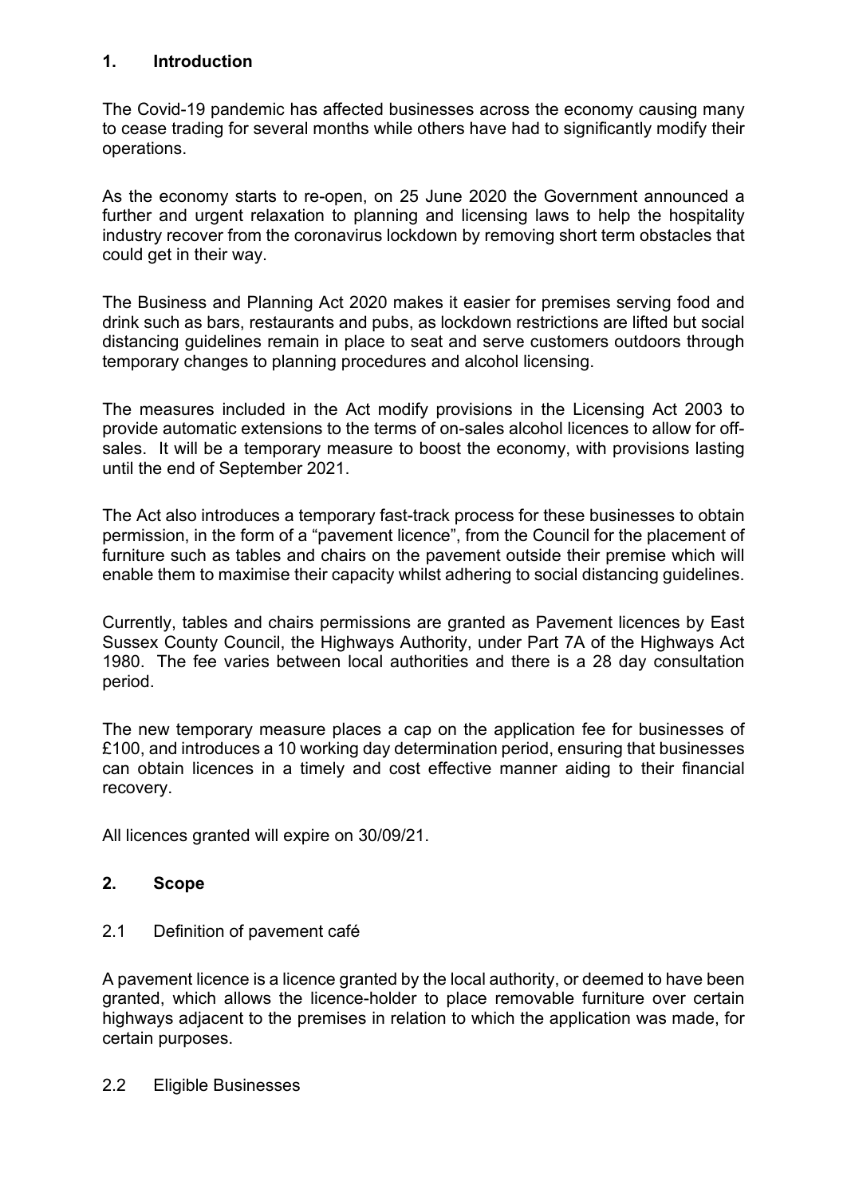## 1. Introduction

The Covid-19 pandemic has affected businesses across the economy causing many to cease trading for several months while others have had to significantly modify their operations.

As the economy starts to re-open, on 25 June 2020 the Government announced a further and urgent relaxation to planning and licensing laws to help the hospitality industry recover from the coronavirus lockdown by removing short term obstacles that could get in their way.

The Business and Planning Act 2020 makes it easier for premises serving food and drink such as bars, restaurants and pubs, as lockdown restrictions are lifted but social distancing guidelines remain in place to seat and serve customers outdoors through temporary changes to planning procedures and alcohol licensing.

The measures included in the Act modify provisions in the Licensing Act 2003 to provide automatic extensions to the terms of on-sales alcohol licences to allow for off-sales. It will be a temporary measure to boost the economy, with provisions lasting until the end of September 2021.

The Act also introduces a temporary fast-track process for these businesses to obtain permission, in the form of a "pavement licence", from the Council for the placement of furniture such as tables and chairs on the pavement outside their premise which will enable them to maximise their capacity whilst adhering to social distancing guidelines.

Currently, tables and chairs permissions are granted as Pavement licences by East Sussex County Council, the Highways Authority, under Part 7A of the Highways Act 1980. The fee varies between local authorities and there is a 28 day consultation period.

The new temporary measure places a cap on the application fee for businesses of £100, and introduces a 10 working day determination period, ensuring that businesses can obtain licences in a timely and cost effective manner aiding to their financial recovery.

All licences granted will expire on 30/09/21.

## 2. Scope

2.1 Definition of pavement café

A pavement licence is a licence granted by the local authority, or deemed to have been granted, which allows the licence-holder to place removable furniture over certain highways adjacent to the premises in relation to which the application was made, for certain purposes.

2.2 Eligible Businesses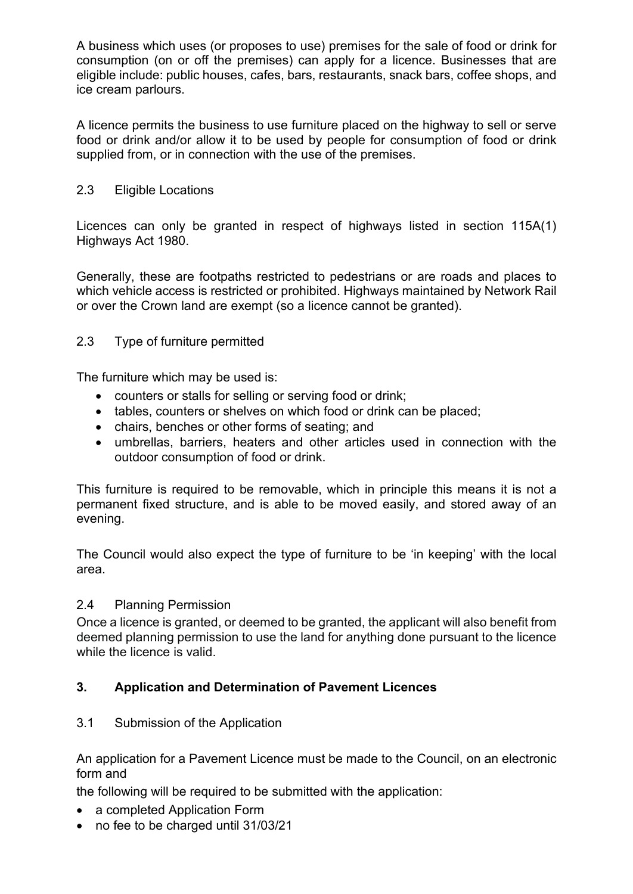A business which uses (or proposes to use) premises for the sale of food or drink for consumption (on or off the premises) can apply for a licence. Businesses that are eligible include: public houses, cafes, bars, restaurants, snack bars, coffee shops, and ice cream parlours.

A licence permits the business to use furniture placed on the highway to sell or serve food or drink and/or allow it to be used by people for consumption of food or drink supplied from, or in connection with the use of the premises.

### 2.3 Eligible Locations

Licences can only be granted in respect of highways listed in section 115A(1) Highways Act 1980.

Generally, these are footpaths restricted to pedestrians or are roads and places to which vehicle access is restricted or prohibited. Highways maintained by Network Rail or over the Crown land are exempt (so a licence cannot be granted).

### 2.3 Type of furniture permitted

The furniture which may be used is:

- counters or stalls for selling or serving food or drink;
- tables, counters or shelves on which food or drink can be placed;
- chairs, benches or other forms of seating; and
- umbrellas, barriers, heaters and other articles used in connection with the outdoor consumption of food or drink.

This furniture is required to be removable, which in principle this means it is not a permanent fixed structure, and is able to be moved easily, and stored away of an evening.

The Council would also expect the type of furniture to be 'in keeping' with the local area.

### 2.4 Planning Permission

Once a licence is granted, or deemed to be granted, the applicant will also benefit from deemed planning permission to use the land for anything done pursuant to the licence while the licence is valid.

## 3. Application and Determination of Pavement Licences

### 3.1 Submission of the Application

An application for a Pavement Licence must be made to the Council, on an electronic form and

the following will be required to be submitted with the application:

- a completed Application Form
- no fee to be charged until 31/03/21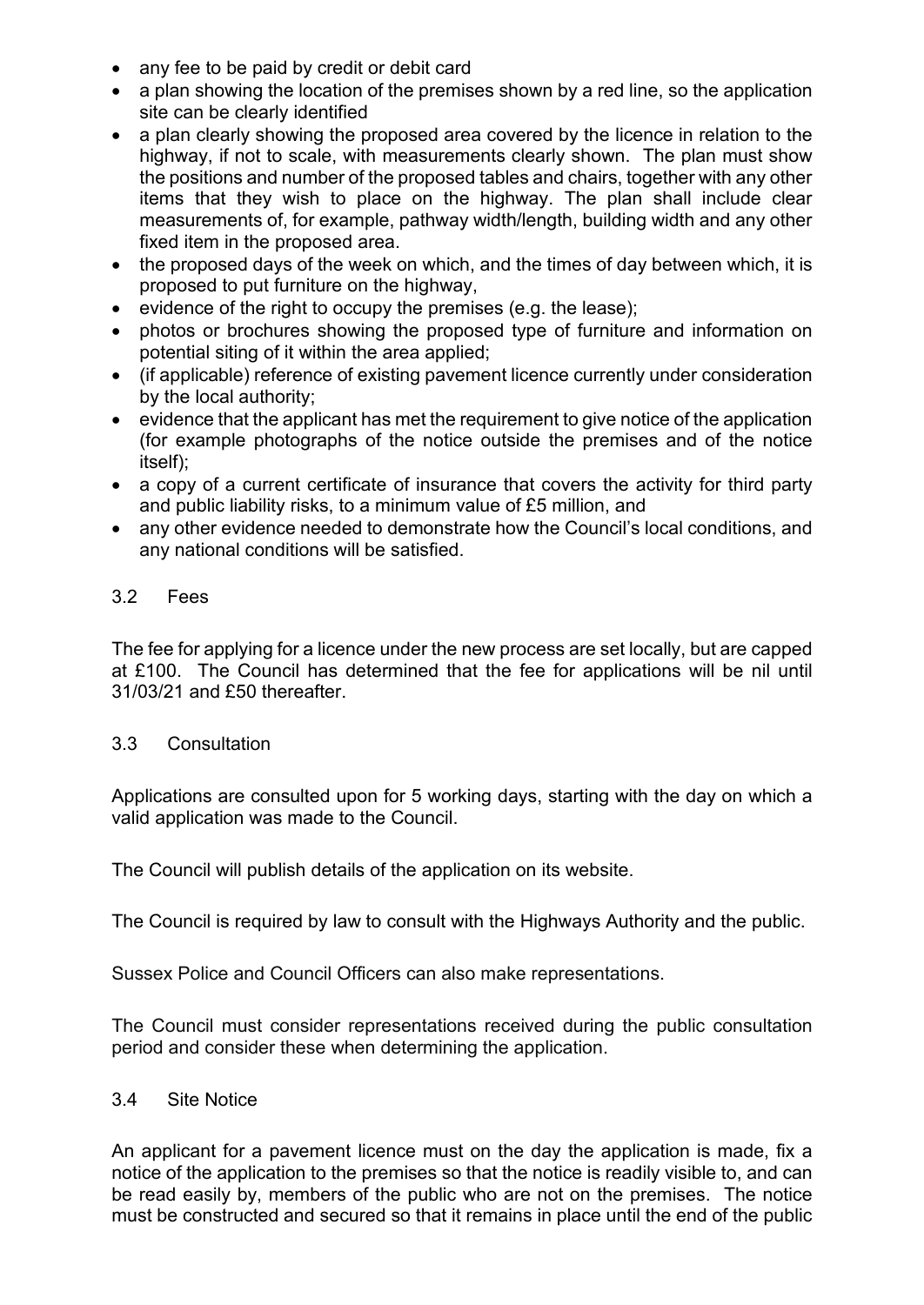- any fee to be paid by credit or debit card
- a plan showing the location of the premises shown by a red line, so the application site can be clearly identified
- a plan clearly showing the proposed area covered by the licence in relation to the highway, if not to scale, with measurements clearly shown. The plan must show the positions and number of the proposed tables and chairs, together with any other items that they wish to place on the highway. The plan shall include clear measurements of, for example, pathway width/length, building width and any other fixed item in the proposed area.
- the proposed days of the week on which, and the times of day between which, it is proposed to put furniture on the highway,
- evidence of the right to occupy the premises (e.g. the lease);
- photos or brochures showing the proposed type of furniture and information on potential siting of it within the area applied;
- (if applicable) reference of existing pavement licence currently under consideration by the local authority;
- evidence that the applicant has met the requirement to give notice of the application (for example photographs of the notice outside the premises and of the notice itself);
- a copy of a current certificate of insurance that covers the activity for third party and public liability risks, to a minimum value of £5 million, and
- any other evidence needed to demonstrate how the Council's local conditions, and any national conditions will be satisfied.

### 3.2 Fees

The fee for applying for a licence under the new process are set locally, but are capped at £100. The Council has determined that the fee for applications will be nil until 31/03/21 and £50 thereafter.

### 3.3 Consultation

Applications are consulted upon for 5 working days, starting with the day on which a valid application was made to the Council.

The Council will publish details of the application on its website.

The Council is required by law to consult with the Highways Authority and the public.

Sussex Police and Council Officers can also make representations.

The Council must consider representations received during the public consultation period and consider these when determining the application.

### 3.4 Site Notice

An applicant for a pavement licence must on the day the application is made, fix a notice of the application to the premises so that the notice is readily visible to, and can be read easily by, members of the public who are not on the premises. The notice must be constructed and secured so that it remains in place until the end of the public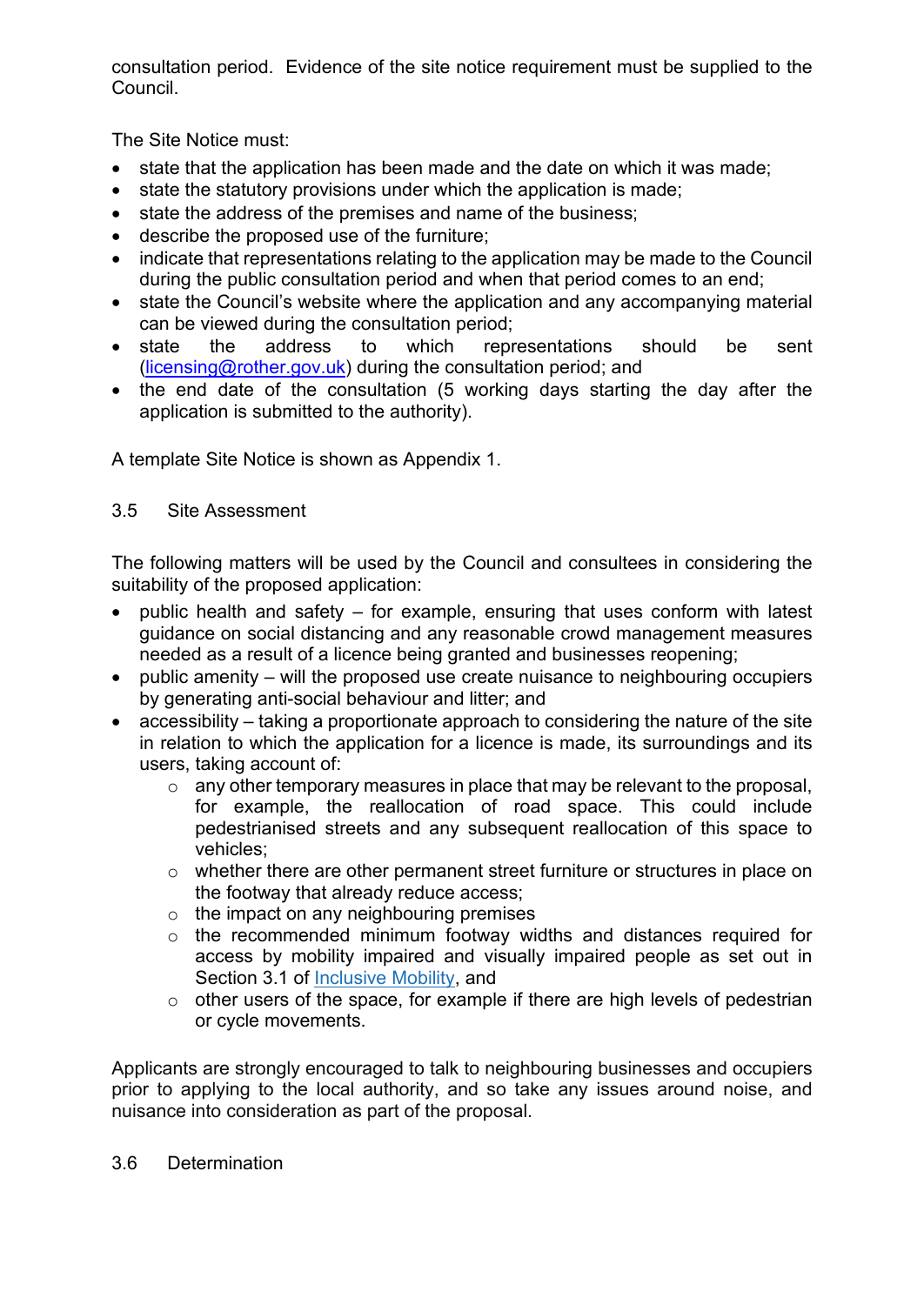consultation period. Evidence of the site notice requirement must be supplied to the Council.

The Site Notice must:

- state that the application has been made and the date on which it was made;
- state the statutory provisions under which the application is made;
- state the address of the premises and name of the business;
- describe the proposed use of the furniture;
- indicate that representations relating to the application may be made to the Council during the public consultation period and when that period comes to an end;
- state the Council's website where the application and any accompanying material can be viewed during the consultation period;
- state the address to which representations should be sent ([licensing@rother.gov.uk](mailto:licensing@rother.gov.uk)) during the consultation period; and
- the end date of the consultation (5 working days starting the day after the application is submitted to the authority).

A template Site Notice is shown as Appendix 1.

### 3.5 Site Assessment

The following matters will be used by the Council and consultees in considering the suitability of the proposed application:

- public health and safety – for example, ensuring that uses conform with latest guidance on social distancing and any reasonable crowd management measures needed as a result of a licence being granted and businesses reopening;
- public amenity – will the proposed use create nuisance to neighbouring occupiers by generating anti-social behaviour and litter; and
- accessibility – taking a proportionate approach to considering the nature of the site in relation to which the application for a licence is made, its surroundings and its users, taking account of:
    - any other temporary measures in place that may be relevant to the proposal, for example, the reallocation of road space. This could include pedestrianised streets and any subsequent reallocation of this space to vehicles;
    - whether there are other permanent street furniture or structures in place on the footway that already reduce access;
    - the impact on any neighbouring premises
    - the recommended minimum footway widths and distances required for access by mobility impaired and visually impaired people as set out in Section 3.1 of [Inclusive Mobility](Inclusive Mobility), and
    - other users of the space, for example if there are high levels of pedestrian or cycle movements.

Applicants are strongly encouraged to talk to neighbouring businesses and occupiers prior to applying to the local authority, and so take any issues around noise, and nuisance into consideration as part of the proposal.

### 3.6 Determination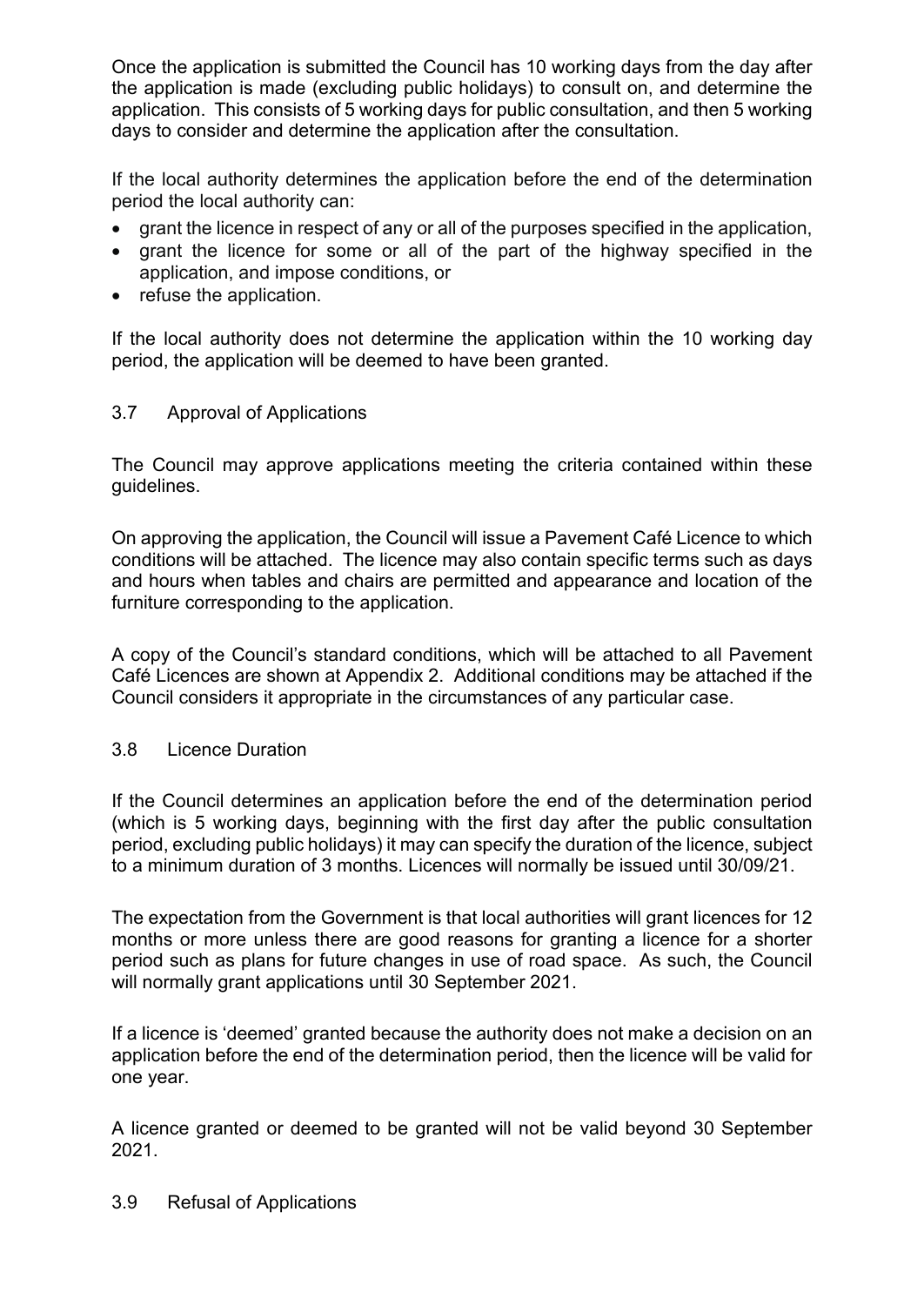Once the application is submitted the Council has 10 working days from the day after the application is made (excluding public holidays) to consult on, and determine the application. This consists of 5 working days for public consultation, and then 5 working days to consider and determine the application after the consultation.

If the local authority determines the application before the end of the determination period the local authority can:

- grant the licence in respect of any or all of the purposes specified in the application,
- grant the licence for some or all of the part of the highway specified in the application, and impose conditions, or
- refuse the application.

If the local authority does not determine the application within the 10 working day period, the application will be deemed to have been granted.

### 3.7 Approval of Applications

The Council may approve applications meeting the criteria contained within these guidelines.

On approving the application, the Council will issue a Pavement Café Licence to which conditions will be attached. The licence may also contain specific terms such as days and hours when tables and chairs are permitted and appearance and location of the furniture corresponding to the application.

A copy of the Council's standard conditions, which will be attached to all Pavement Café Licences are shown at Appendix 2. Additional conditions may be attached if the Council considers it appropriate in the circumstances of any particular case.

### 3.8 Licence Duration

If the Council determines an application before the end of the determination period (which is 5 working days, beginning with the first day after the public consultation period, excluding public holidays) it may can specify the duration of the licence, subject to a minimum duration of 3 months. Licences will normally be issued until 30/09/21.

The expectation from the Government is that local authorities will grant licences for 12 months or more unless there are good reasons for granting a licence for a shorter period such as plans for future changes in use of road space. As such, the Council will normally grant applications until 30 September 2021.

If a licence is 'deemed' granted because the authority does not make a decision on an application before the end of the determination period, then the licence will be valid for one year.

A licence granted or deemed to be granted will not be valid beyond 30 September 2021.

### 3.9 Refusal of Applications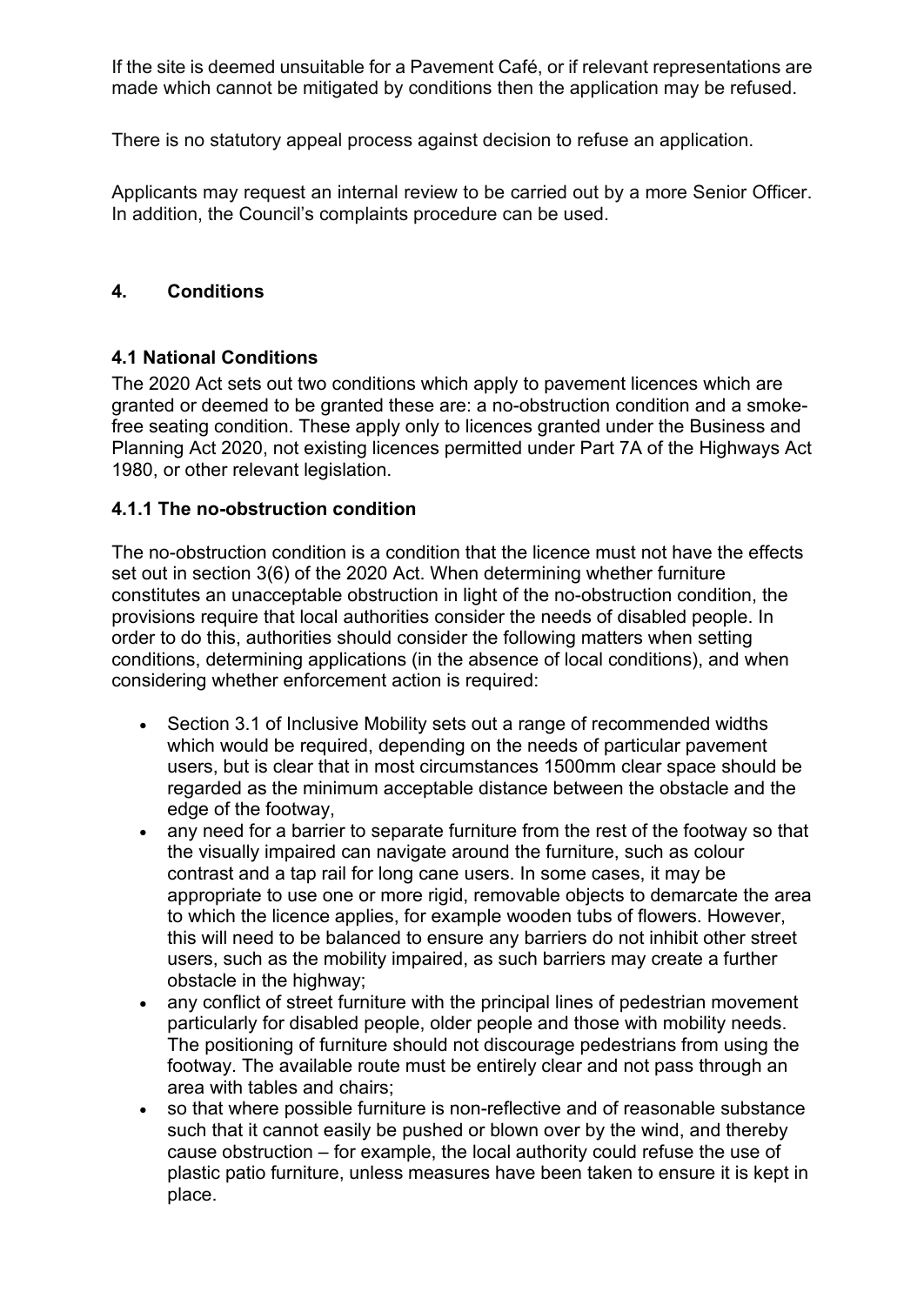If the site is deemed unsuitable for a Pavement Café, or if relevant representations are made which cannot be mitigated by conditions then the application may be refused.

There is no statutory appeal process against decision to refuse an application.

Applicants may request an internal review to be carried out by a more Senior Officer. In addition, the Council's complaints procedure can be used.

## 4. Conditions

### 4.1 National Conditions

The 2020 Act sets out two conditions which apply to pavement licences which are granted or deemed to be granted these are: a no-obstruction condition and a smoke-free seating condition. These apply only to licences granted under the Business and Planning Act 2020, not existing licences permitted under Part 7A of the Highways Act 1980, or other relevant legislation.

#### 4.1.1 The no-obstruction condition

The no-obstruction condition is a condition that the licence must not have the effects set out in section 3(6) of the 2020 Act. When determining whether furniture constitutes an unacceptable obstruction in light of the no-obstruction condition, the provisions require that local authorities consider the needs of disabled people. In order to do this, authorities should consider the following matters when setting conditions, determining applications (in the absence of local conditions), and when considering whether enforcement action is required:

- Section 3.1 of Inclusive Mobility sets out a range of recommended widths which would be required, depending on the needs of particular pavement users, but is clear that in most circumstances 1500mm clear space should be regarded as the minimum acceptable distance between the obstacle and the edge of the footway,
- any need for a barrier to separate furniture from the rest of the footway so that the visually impaired can navigate around the furniture, such as colour contrast and a tap rail for long cane users. In some cases, it may be appropriate to use one or more rigid, removable objects to demarcate the area to which the licence applies, for example wooden tubs of flowers. However, this will need to be balanced to ensure any barriers do not inhibit other street users, such as the mobility impaired, as such barriers may create a further obstacle in the highway;
- any conflict of street furniture with the principal lines of pedestrian movement particularly for disabled people, older people and those with mobility needs. The positioning of furniture should not discourage pedestrians from using the footway. The available route must be entirely clear and not pass through an area with tables and chairs;
- so that where possible furniture is non-reflective and of reasonable substance such that it cannot easily be pushed or blown over by the wind, and thereby cause obstruction – for example, the local authority could refuse the use of plastic patio furniture, unless measures have been taken to ensure it is kept in place.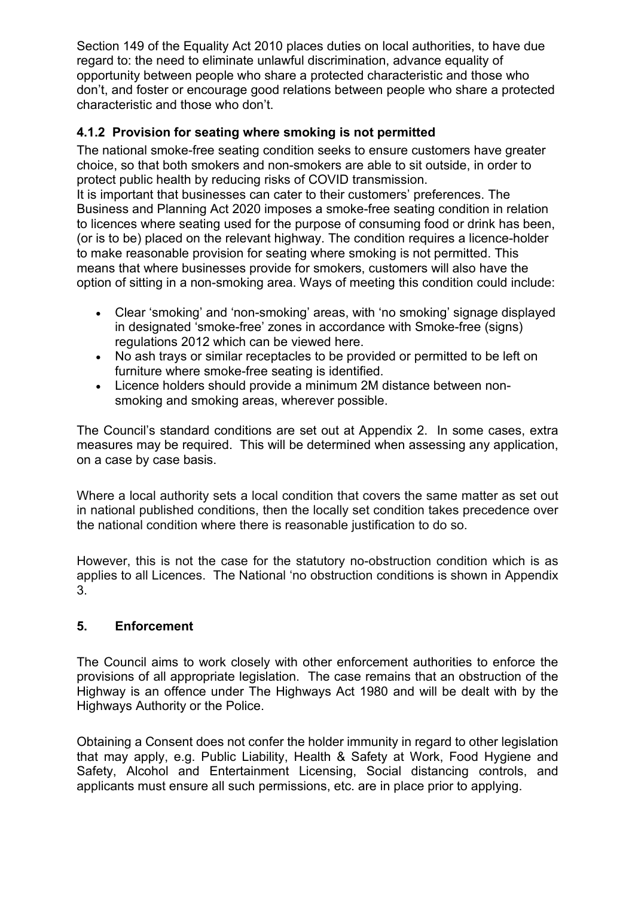Section 149 of the Equality Act 2010 places duties on local authorities, to have due regard to: the need to eliminate unlawful discrimination, advance equality of opportunity between people who share a protected characteristic and those who don't, and foster or encourage good relations between people who share a protected characteristic and those who don't.

### 4.1.2 Provision for seating where smoking is not permitted

The national smoke-free seating condition seeks to ensure customers have greater choice, so that both smokers and non-smokers are able to sit outside, in order to protect public health by reducing risks of COVID transmission.
It is important that businesses can cater to their customers' preferences. The Business and Planning Act 2020 imposes a smoke-free seating condition in relation to licences where seating used for the purpose of consuming food or drink has been, (or is to be) placed on the relevant highway. The condition requires a licence-holder to make reasonable provision for seating where smoking is not permitted. This means that where businesses provide for smokers, customers will also have the option of sitting in a non-smoking area. Ways of meeting this condition could include:

- Clear 'smoking' and 'non-smoking' areas, with 'no smoking' signage displayed in designated 'smoke-free' zones in accordance with Smoke-free (signs) regulations 2012 which can be viewed here.
- No ash trays or similar receptacles to be provided or permitted to be left on furniture where smoke-free seating is identified.
- Licence holders should provide a minimum 2M distance between non-smoking and smoking areas, wherever possible.

The Council's standard conditions are set out at Appendix 2. In some cases, extra measures may be required. This will be determined when assessing any application, on a case by case basis.

Where a local authority sets a local condition that covers the same matter as set out in national published conditions, then the locally set condition takes precedence over the national condition where there is reasonable justification to do so.

However, this is not the case for the statutory no-obstruction condition which is as applies to all Licences. The National 'no obstruction conditions is shown in Appendix 3.

## 5. Enforcement

The Council aims to work closely with other enforcement authorities to enforce the provisions of all appropriate legislation. The case remains that an obstruction of the Highway is an offence under The Highways Act 1980 and will be dealt with by the Highways Authority or the Police.

Obtaining a Consent does not confer the holder immunity in regard to other legislation that may apply, e.g. Public Liability, Health & Safety at Work, Food Hygiene and Safety, Alcohol and Entertainment Licensing, Social distancing controls, and applicants must ensure all such permissions, etc. are in place prior to applying.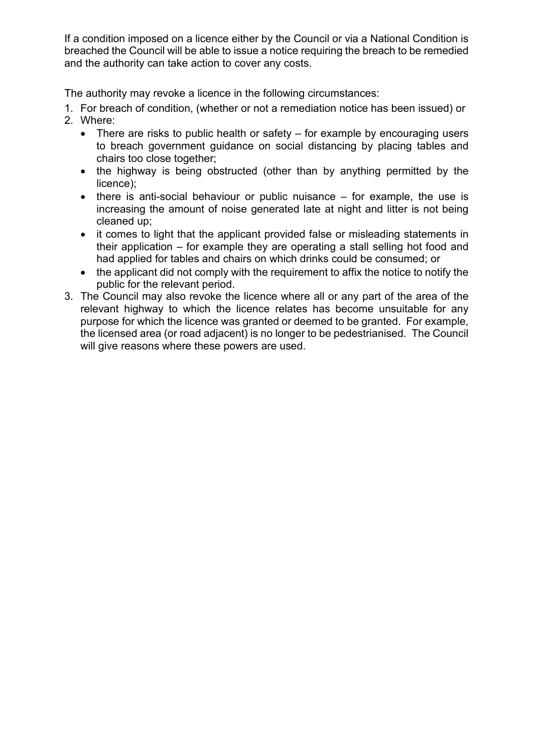If a condition imposed on a licence either by the Council or via a National Condition is breached the Council will be able to issue a notice requiring the breach to be remedied and the authority can take action to cover any costs.

The authority may revoke a licence in the following circumstances:

1. For breach of condition, (whether or not a remediation notice has been issued) or
2. Where:
   - There are risks to public health or safety – for example by encouraging users to breach government guidance on social distancing by placing tables and chairs too close together;
   - the highway is being obstructed (other than by anything permitted by the licence);
   - there is anti-social behaviour or public nuisance – for example, the use is increasing the amount of noise generated late at night and litter is not being cleaned up;
   - it comes to light that the applicant provided false or misleading statements in their application – for example they are operating a stall selling hot food and had applied for tables and chairs on which drinks could be consumed; or
   - the applicant did not comply with the requirement to affix the notice to notify the public for the relevant period.
3. The Council may also revoke the licence where all or any part of the area of the relevant highway to which the licence relates has become unsuitable for any purpose for which the licence was granted or deemed to be granted. For example, the licensed area (or road adjacent) is no longer to be pedestrianised. The Council will give reasons where these powers are used.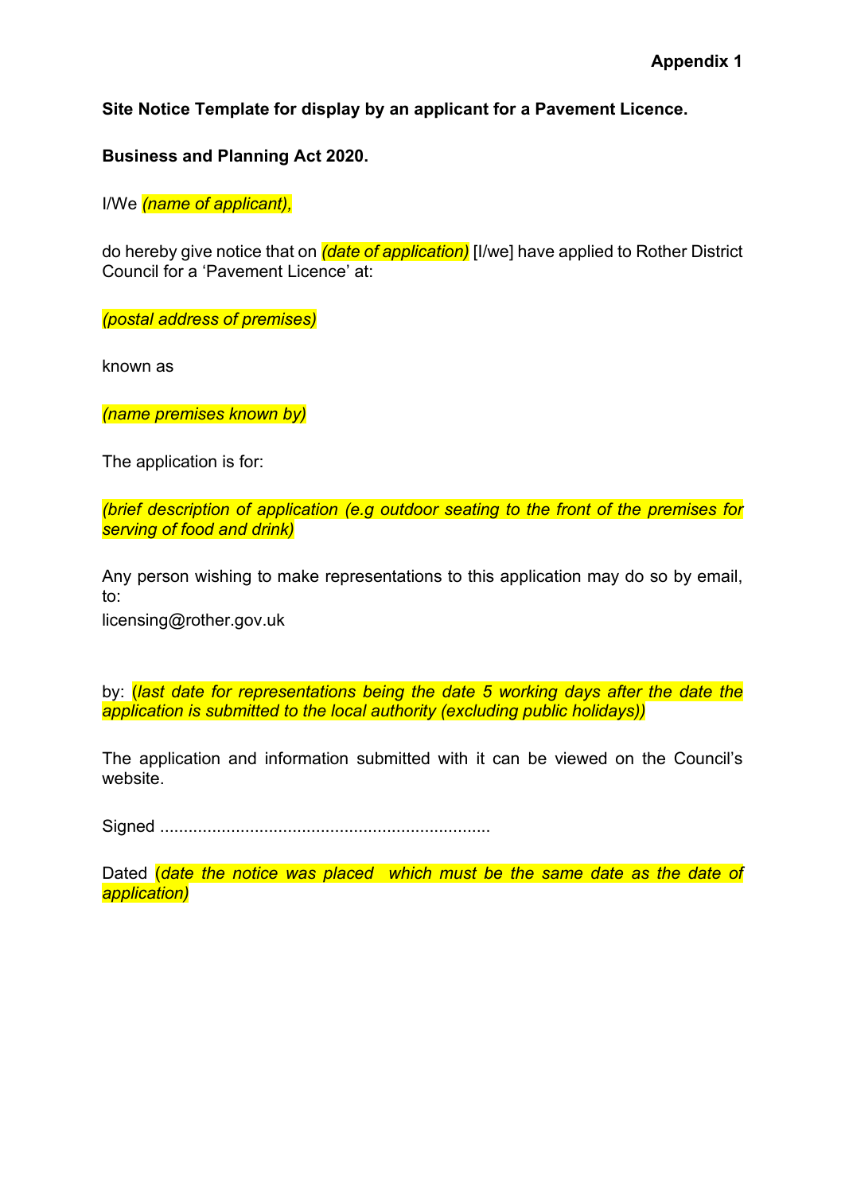**Appendix 1**

**Site Notice Template for display by an applicant for a Pavement Licence.**

**Business and Planning Act 2020.**

I/We *(name of applicant),*

do hereby give notice that on *(date of application)* [I/we] have applied to Rother District Council for a 'Pavement Licence' at:

*(postal address of premises)*

known as

*(name premises known by)*

The application is for:

*(brief description of application (e.g outdoor seating to the front of the premises for serving of food and drink)*

Any person wishing to make representations to this application may do so by email, to:
licensing@rother.gov.uk

by: (*last date for representations being the date 5 working days after the date the application is submitted to the local authority (excluding public holidays))*

The application and information submitted with it can be viewed on the Council's website.

Signed ....................................................................

Dated (*date the notice was placed which must be the same date as the date of application)*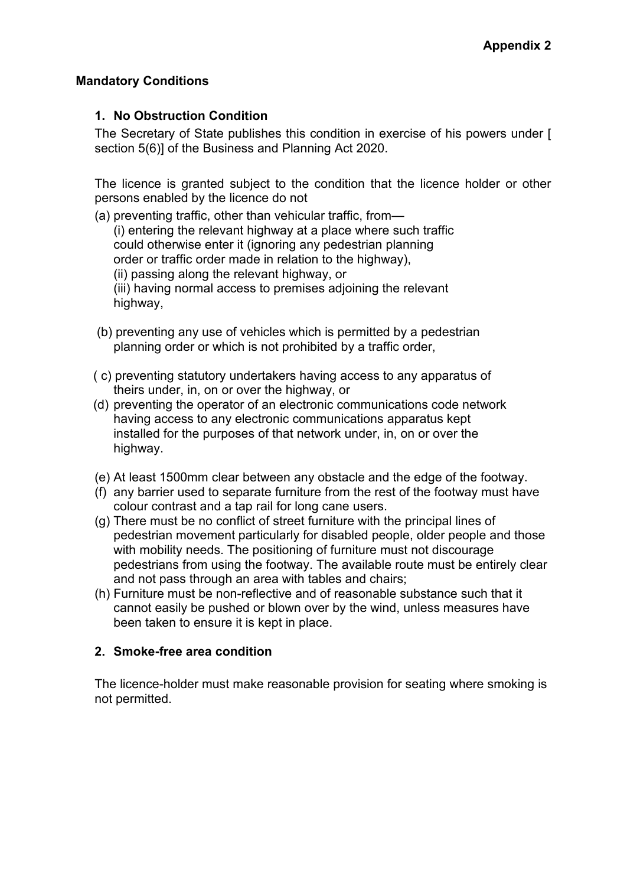**Appendix 2**

**Mandatory Conditions**

**1. No Obstruction Condition**

The Secretary of State publishes this condition in exercise of his powers under [ section 5(6)] of the Business and Planning Act 2020.

The licence is granted subject to the condition that the licence holder or other persons enabled by the licence do not

(a) preventing traffic, other than vehicular traffic, from—
   (i) entering the relevant highway at a place where such traffic could otherwise enter it (ignoring any pedestrian planning order or traffic order made in relation to the highway),
   (ii) passing along the relevant highway, or
   (iii) having normal access to premises adjoining the relevant highway,

(b) preventing any use of vehicles which is permitted by a pedestrian planning order or which is not prohibited by a traffic order,

( c) preventing statutory undertakers having access to any apparatus of theirs under, in, on or over the highway, or

(d) preventing the operator of an electronic communications code network having access to any electronic communications apparatus kept installed for the purposes of that network under, in, on or over the highway.

(e) At least 1500mm clear between any obstacle and the edge of the footway.

(f) any barrier used to separate furniture from the rest of the footway must have colour contrast and a tap rail for long cane users.

(g) There must be no conflict of street furniture with the principal lines of pedestrian movement particularly for disabled people, older people and those with mobility needs. The positioning of furniture must not discourage pedestrians from using the footway. The available route must be entirely clear and not pass through an area with tables and chairs;

(h) Furniture must be non-reflective and of reasonable substance such that it cannot easily be pushed or blown over by the wind, unless measures have been taken to ensure it is kept in place.

**2. Smoke-free area condition**

The licence-holder must make reasonable provision for seating where smoking is not permitted.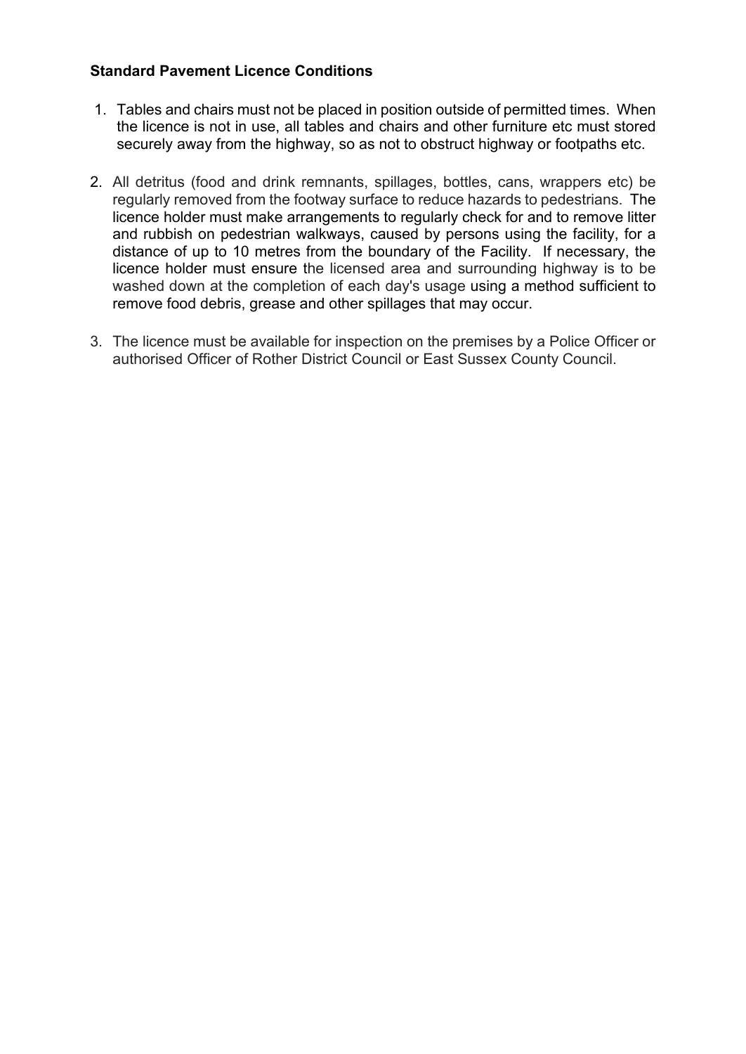**Standard Pavement Licence Conditions**

1. Tables and chairs must not be placed in position outside of permitted times. When the licence is not in use, all tables and chairs and other furniture etc must stored securely away from the highway, so as not to obstruct highway or footpaths etc.

2. All detritus (food and drink remnants, spillages, bottles, cans, wrappers etc) be regularly removed from the footway surface to reduce hazards to pedestrians. The licence holder must make arrangements to regularly check for and to remove litter and rubbish on pedestrian walkways, caused by persons using the facility, for a distance of up to 10 metres from the boundary of the Facility. If necessary, the licence holder must ensure the licensed area and surrounding highway is to be washed down at the completion of each day's usage using a method sufficient to remove food debris, grease and other spillages that may occur.

3. The licence must be available for inspection on the premises by a Police Officer or authorised Officer of Rother District Council or East Sussex County Council.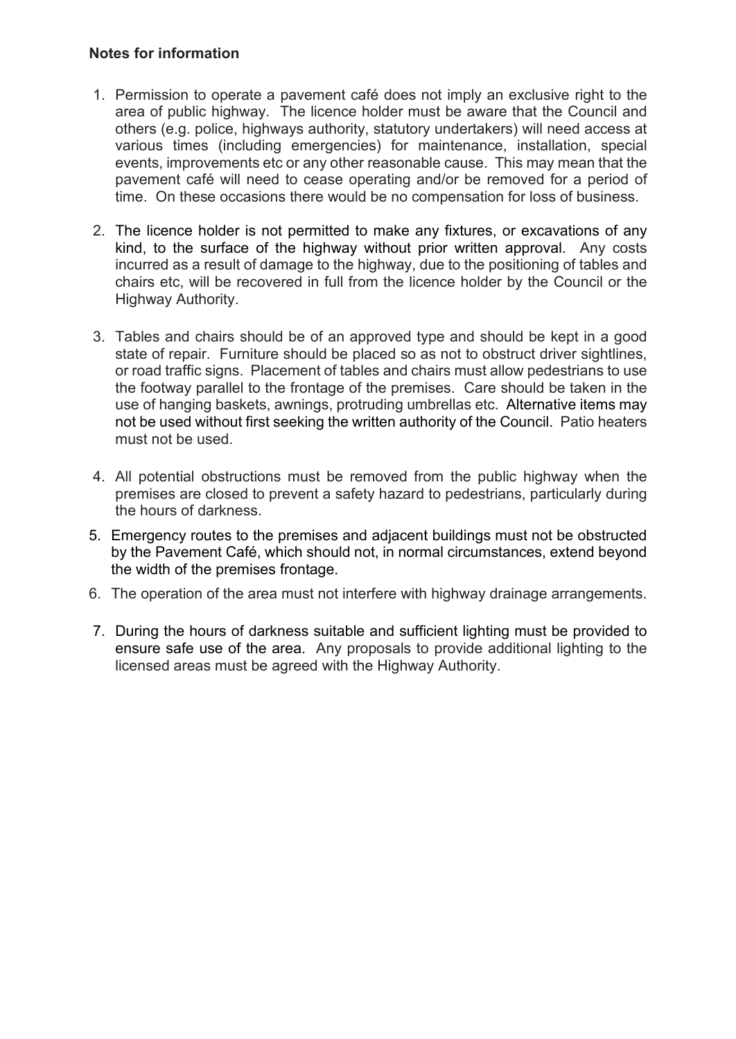**Notes for information**

1. Permission to operate a pavement café does not imply an exclusive right to the area of public highway. The licence holder must be aware that the Council and others (e.g. police, highways authority, statutory undertakers) will need access at various times (including emergencies) for maintenance, installation, special events, improvements etc or any other reasonable cause. This may mean that the pavement café will need to cease operating and/or be removed for a period of time. On these occasions there would be no compensation for loss of business.

2. The licence holder is not permitted to make any fixtures, or excavations of any kind, to the surface of the highway without prior written approval. Any costs incurred as a result of damage to the highway, due to the positioning of tables and chairs etc, will be recovered in full from the licence holder by the Council or the Highway Authority.

3. Tables and chairs should be of an approved type and should be kept in a good state of repair. Furniture should be placed so as not to obstruct driver sightlines, or road traffic signs. Placement of tables and chairs must allow pedestrians to use the footway parallel to the frontage of the premises. Care should be taken in the use of hanging baskets, awnings, protruding umbrellas etc. Alternative items may not be used without first seeking the written authority of the Council. Patio heaters must not be used.

4. All potential obstructions must be removed from the public highway when the premises are closed to prevent a safety hazard to pedestrians, particularly during the hours of darkness.

5. Emergency routes to the premises and adjacent buildings must not be obstructed by the Pavement Café, which should not, in normal circumstances, extend beyond the width of the premises frontage.

6. The operation of the area must not interfere with highway drainage arrangements.

7. During the hours of darkness suitable and sufficient lighting must be provided to ensure safe use of the area. Any proposals to provide additional lighting to the licensed areas must be agreed with the Highway Authority.